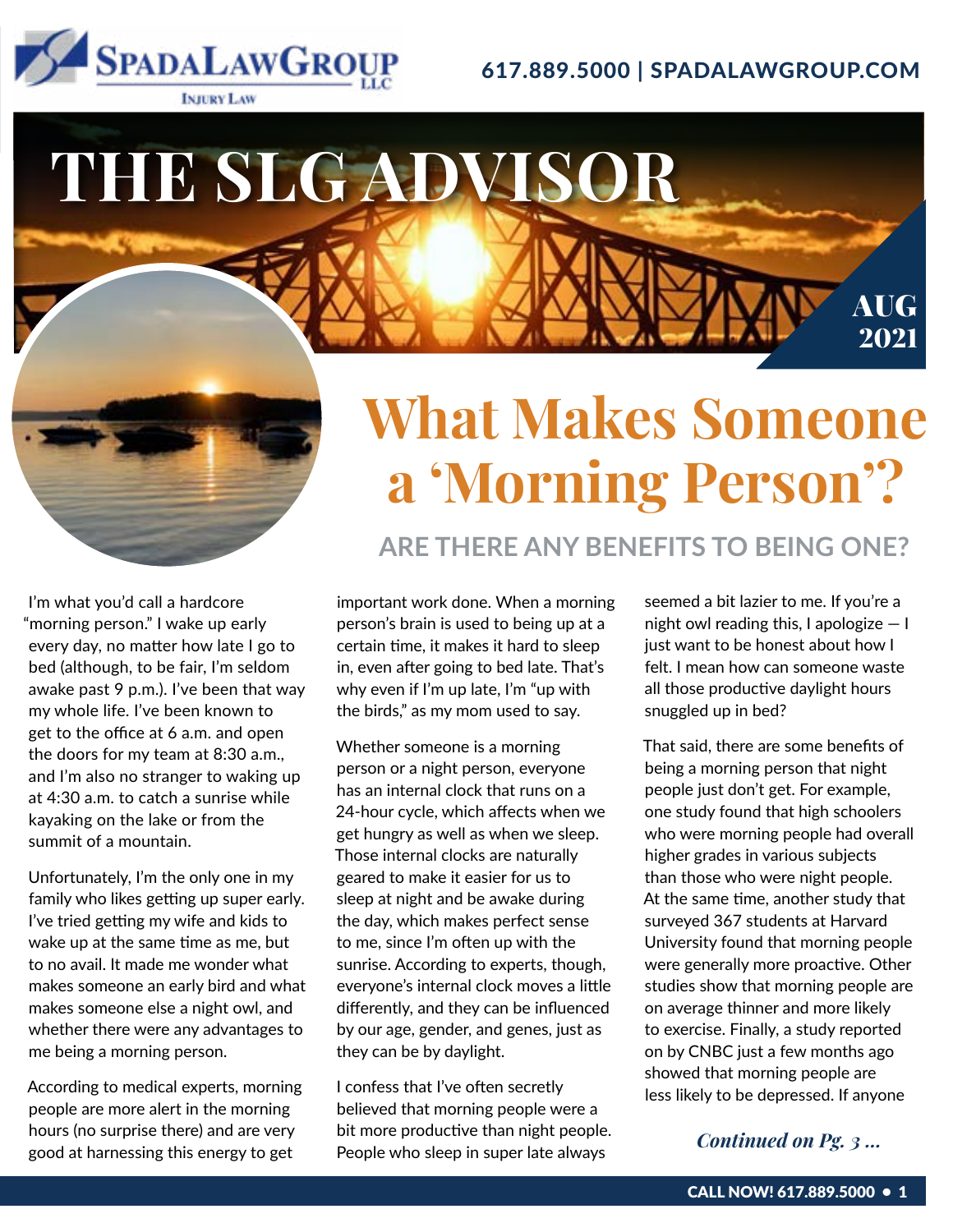SPADA LAW GROUP LLC
INJURY LAW

617.889.5000 | SPADALAWGROUP.COM

# THE SLG ADVISOR

AUG 2021

# What Makes Someone a 'Morning Person'?

## ARE THERE ANY BENEFITS TO BEING ONE?

I'm what you'd call a hardcore "morning person." I wake up early every day, no matter how late I go to bed (although, to be fair, I'm seldom awake past 9 p.m.). I've been that way my whole life. I've been known to get to the office at 6 a.m. and open the doors for my team at 8:30 a.m., and I'm also no stranger to waking up at 4:30 a.m. to catch a sunrise while kayaking on the lake or from the summit of a mountain.

Unfortunately, I'm the only one in my family who likes getting up super early. I've tried getting my wife and kids to wake up at the same time as me, but to no avail. It made me wonder what makes someone an early bird and what makes someone else a night owl, and whether there were any advantages to me being a morning person.

According to medical experts, morning people are more alert in the morning hours (no surprise there) and are very good at harnessing this energy to get important work done. When a morning person's brain is used to being up at a certain time, it makes it hard to sleep in, even after going to bed late. That's why even if I'm up late, I'm "up with the birds," as my mom used to say.

Whether someone is a morning person or a night person, everyone has an internal clock that runs on a 24-hour cycle, which affects when we get hungry as well as when we sleep. Those internal clocks are naturally geared to make it easier for us to sleep at night and be awake during the day, which makes perfect sense to me, since I'm often up with the sunrise. According to experts, though, everyone's internal clock moves a little differently, and they can be influenced by our age, gender, and genes, just as they can be by daylight.

I confess that I've often secretly believed that morning people were a bit more productive than night people. People who sleep in super late always seemed a bit lazier to me. If you're a night owl reading this, I apologize — I just want to be honest about how I felt. I mean how can someone waste all those productive daylight hours snuggled up in bed?

That said, there are some benefits of being a morning person that night people just don't get. For example, one study found that high schoolers who were morning people had overall higher grades in various subjects than those who were night people. At the same time, another study that surveyed 367 students at Harvard University found that morning people were generally more proactive. Other studies show that morning people are on average thinner and more likely to exercise. Finally, a study reported on by CNBC just a few months ago showed that morning people are less likely to be depressed. If anyone

*Continued on Pg. 3 ...*

CALL NOW! 617.889.5000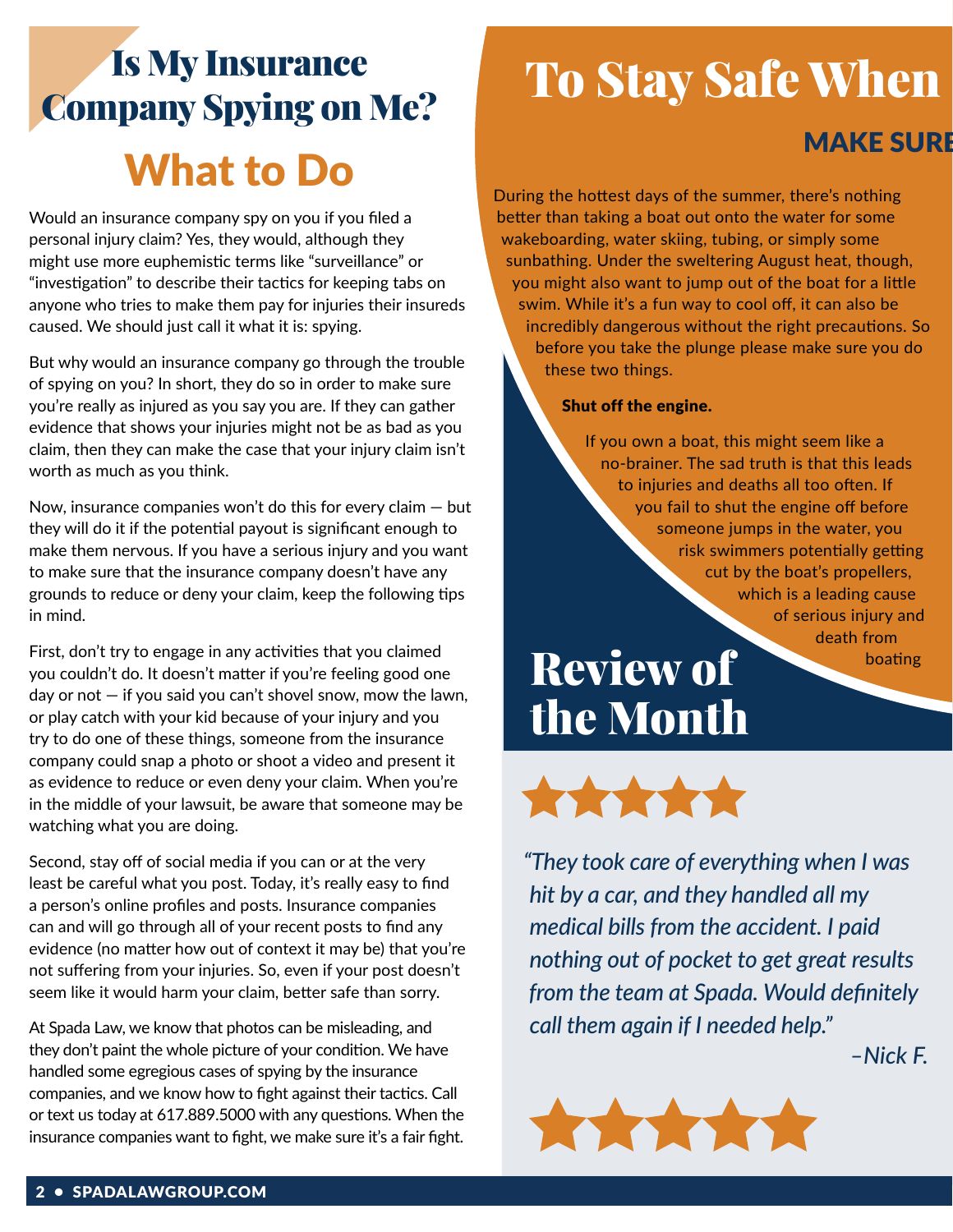# Is My Insurance Company Spying on Me?

## What to Do

Would an insurance company spy on you if you filed a personal injury claim? Yes, they would, although they might use more euphemistic terms like "surveillance" or "investigation" to describe their tactics for keeping tabs on anyone who tries to make them pay for injuries their insureds caused. We should just call it what it is: spying.

But why would an insurance company go through the trouble of spying on you? In short, they do so in order to make sure you're really as injured as you say you are. If they can gather evidence that shows your injuries might not be as bad as you claim, then they can make the case that your injury claim isn't worth as much as you think.

Now, insurance companies won't do this for every claim — but they will do it if the potential payout is significant enough to make them nervous. If you have a serious injury and you want to make sure that the insurance company doesn't have any grounds to reduce or deny your claim, keep the following tips in mind.

First, don't try to engage in any activities that you claimed you couldn't do. It doesn't matter if you're feeling good one day or not — if you said you can't shovel snow, mow the lawn, or play catch with your kid because of your injury and you try to do one of these things, someone from the insurance company could snap a photo or shoot a video and present it as evidence to reduce or even deny your claim. When you're in the middle of your lawsuit, be aware that someone may be watching what you are doing.

Second, stay off of social media if you can or at the very least be careful what you post. Today, it's really easy to find a person's online profiles and posts. Insurance companies can and will go through all of your recent posts to find any evidence (no matter how out of context it may be) that you're not suffering from your injuries. So, even if your post doesn't seem like it would harm your claim, better safe than sorry.

At Spada Law, we know that photos can be misleading, and they don't paint the whole picture of your condition. We have handled some egregious cases of spying by the insurance companies, and we know how to fight against their tactics. Call or text us today at 617.889.5000 with any questions. When the insurance companies want to fight, we make sure it's a fair fight.

# To Stay Safe When

## MAKE SURE

During the hottest days of the summer, there's nothing better than taking a boat out onto the water for some wakeboarding, water skiing, tubing, or simply some sunbathing. Under the sweltering August heat, though, you might also want to jump out of the boat for a little swim. While it's a fun way to cool off, it can also be incredibly dangerous without the right precautions. So before you take the plunge please make sure you do these two things.

**Shut off the engine.**

If you own a boat, this might seem like a no-brainer. The sad truth is that this leads to injuries and deaths all too often. If you fail to shut the engine off before someone jumps in the water, you risk swimmers potentially getting cut by the boat's propellers, which is a leading cause of serious injury and death from boating

# Review of the Month

★★★★★

*"They took care of everything when I was hit by a car, and they handled all my medical bills from the accident. I paid nothing out of pocket to get great results from the team at Spada. Would definitely call them again if I needed help."*

*–Nick F.*

★★★★★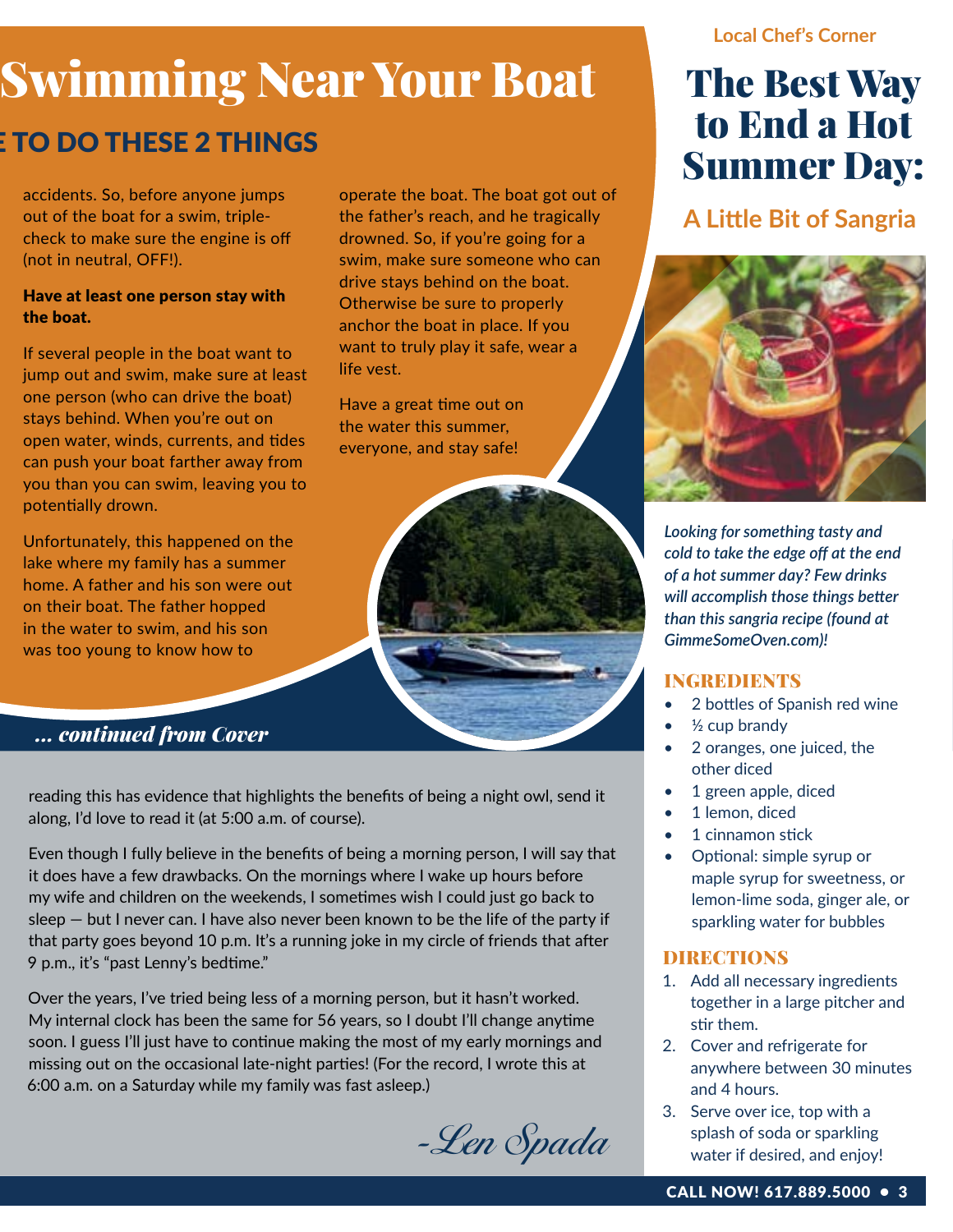# Swimming Near Your Boat

## E TO DO THESE 2 THINGS

accidents. So, before anyone jumps out of the boat for a swim, triple-check to make sure the engine is off (not in neutral, OFF!).

**Have at least one person stay with the boat.**

If several people in the boat want to jump out and swim, make sure at least one person (who can drive the boat) stays behind. When you're out on open water, winds, currents, and tides can push your boat farther away from you than you can swim, leaving you to potentially drown.

Unfortunately, this happened on the lake where my family has a summer home. A father and his son were out on their boat. The father hopped in the water to swim, and his son was too young to know how to operate the boat. The boat got out of the father's reach, and he tragically drowned. So, if you're going for a swim, make sure someone who can drive stays behind on the boat. Otherwise be sure to properly anchor the boat in place. If you want to truly play it safe, wear a life vest.

Have a great time out on the water this summer, everyone, and stay safe!

***... continued from Cover***

reading this has evidence that highlights the benefits of being a night owl, send it along, I'd love to read it (at 5:00 a.m. of course).

Even though I fully believe in the benefits of being a morning person, I will say that it does have a few drawbacks. On the mornings where I wake up hours before my wife and children on the weekends, I sometimes wish I could just go back to sleep — but I never can. I have also never been known to be the life of the party if that party goes beyond 10 p.m. It's a running joke in my circle of friends that after 9 p.m., it's "past Lenny's bedtime."

Over the years, I've tried being less of a morning person, but it hasn't worked. My internal clock has been the same for 56 years, so I doubt I'll change anytime soon. I guess I'll just have to continue making the most of my early mornings and missing out on the occasional late-night parties! (For the record, I wrote this at 6:00 a.m. on a Saturday while my family was fast asleep.)

*-Len Spada*

**Local Chef's Corner**

# The Best Way to End a Hot Summer Day:

## A Little Bit of Sangria

***Looking for something tasty and cold to take the edge off at the end of a hot summer day? Few drinks will accomplish those things better than this sangria recipe (found at GimmeSomeOven.com)!***

### INGREDIENTS

- 2 bottles of Spanish red wine
- ½ cup brandy
- 2 oranges, one juiced, the other diced
- 1 green apple, diced
- 1 lemon, diced
- 1 cinnamon stick
- Optional: simple syrup or maple syrup for sweetness, or lemon-lime soda, ginger ale, or sparkling water for bubbles

### DIRECTIONS

1. Add all necessary ingredients together in a large pitcher and stir them.
2. Cover and refrigerate for anywhere between 30 minutes and 4 hours.
3. Serve over ice, top with a splash of soda or sparkling water if desired, and enjoy!

CALL NOW! 617.889.5000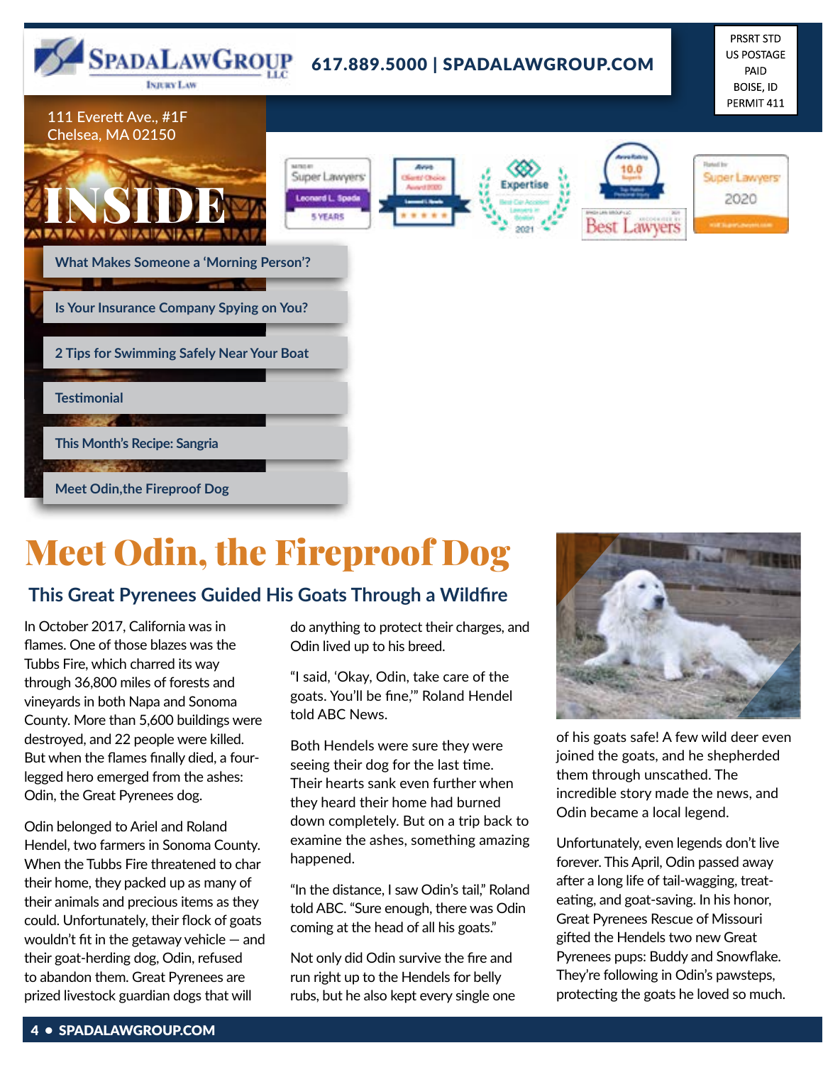SpadaLawGroup LLC
Injury Law

617.889.5000 | SPADALAWGROUP.COM

PRSRT STD
US POSTAGE
PAID
BOISE, ID
PERMIT 411

111 Everett Ave., #1F
Chelsea, MA 02150

## INSIDE

- What Makes Someone a 'Morning Person'?
- Is Your Insurance Company Spying on You?
- 2 Tips for Swimming Safely Near Your Boat
- Testimonial
- This Month's Recipe: Sangria
- Meet Odin,the Fireproof Dog

# Meet Odin, the Fireproof Dog

## This Great Pyrenees Guided His Goats Through a Wildfire

In October 2017, California was in flames. One of those blazes was the Tubbs Fire, which charred its way through 36,800 miles of forests and vineyards in both Napa and Sonoma County. More than 5,600 buildings were destroyed, and 22 people were killed. But when the flames finally died, a four-legged hero emerged from the ashes: Odin, the Great Pyrenees dog.

Odin belonged to Ariel and Roland Hendel, two farmers in Sonoma County. When the Tubbs Fire threatened to char their home, they packed up as many of their animals and precious items as they could. Unfortunately, their flock of goats wouldn't fit in the getaway vehicle — and their goat-herding dog, Odin, refused to abandon them. Great Pyrenees are prized livestock guardian dogs that will do anything to protect their charges, and Odin lived up to his breed.

"I said, 'Okay, Odin, take care of the goats. You'll be fine,'" Roland Hendel told ABC News.

Both Hendels were sure they were seeing their dog for the last time. Their hearts sank even further when they heard their home had burned down completely. But on a trip back to examine the ashes, something amazing happened.

"In the distance, I saw Odin's tail," Roland told ABC. "Sure enough, there was Odin coming at the head of all his goats."

Not only did Odin survive the fire and run right up to the Hendels for belly rubs, but he also kept every single one of his goats safe! A few wild deer even joined the goats, and he shepherded them through unscathed. The incredible story made the news, and Odin became a local legend.

Unfortunately, even legends don't live forever. This April, Odin passed away after a long life of tail-wagging, treat-eating, and goat-saving. In his honor, Great Pyrenees Rescue of Missouri gifted the Hendels two new Great Pyrenees pups: Buddy and Snowflake. They're following in Odin's pawsteps, protecting the goats he loved so much.